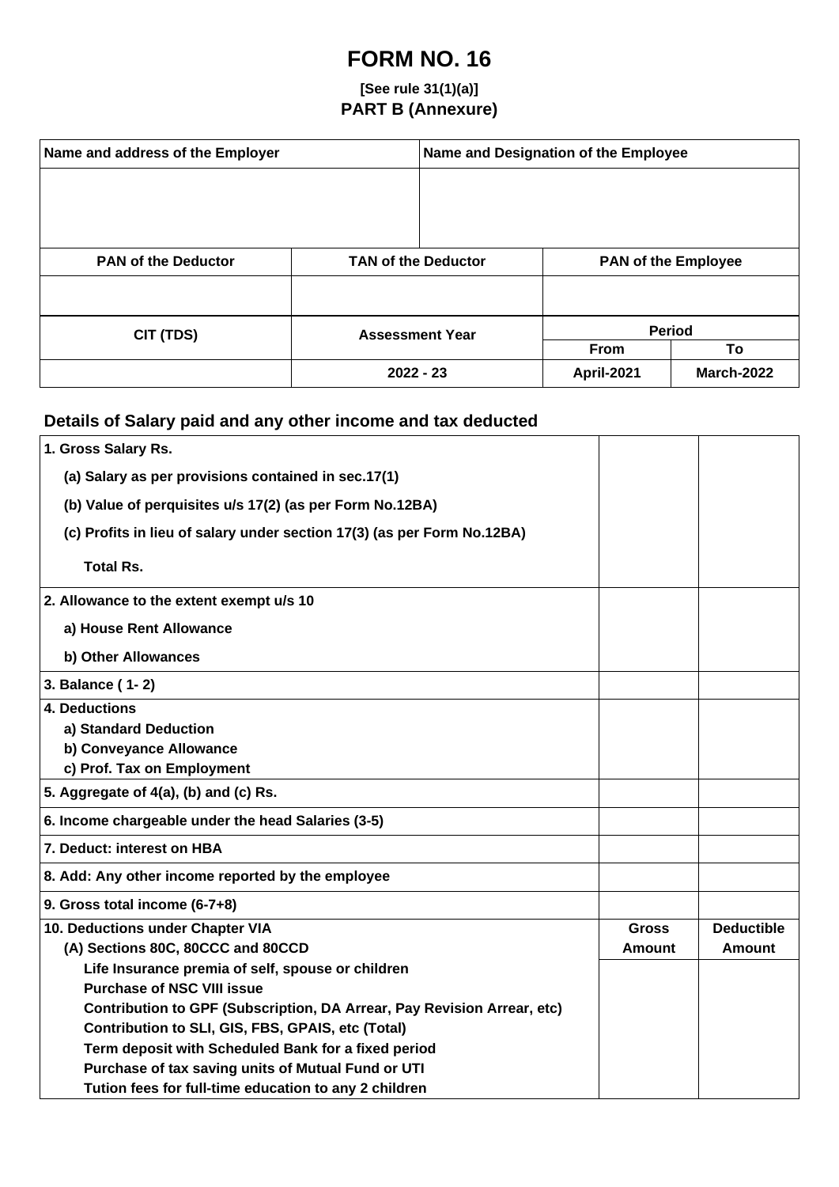# FORM NO. 16

**[See rule 31(1)(a)]**

**PART B (Annexure)**

| Name and address of the Employer | | Name and Designation of the Employee | |
|---|---|---|---|
| | | | |
| **PAN of the Deductor** | **TAN of the Deductor** | **PAN of the Employee** | |
| | | | |
| **CIT (TDS)** | **Assessment Year** | **Period** | |
| | | **From** | **To** |
| | 2022 - 23 | April-2021 | March-2022 |

## Details of Salary paid and any other income and tax deducted

| | | |
|---|---|---|
| **1. Gross Salary Rs.** | | |
| (a) Salary as per provisions contained in sec.17(1) | | |
| (b) Value of perquisites u/s 17(2) (as per Form No.12BA) | | |
| (c) Profits in lieu of salary under section 17(3) (as per Form No.12BA) | | |
| Total Rs. | | |
| **2. Allowance to the extent exempt u/s 10** | | |
| a) House Rent Allowance | | |
| b) Other Allowances | | |
| **3. Balance ( 1- 2)** | | |
| **4. Deductions** | | |
| a) Standard Deduction | | |
| b) Conveyance Allowance | | |
| c) Prof. Tax on Employment | | |
| **5. Aggregate of 4(a), (b) and (c) Rs.** | | |
| **6. Income chargeable under the head Salaries (3-5)** | | |
| **7. Deduct: interest on HBA** | | |
| **8. Add: Any other income reported by the employee** | | |
| **9. Gross total income (6-7+8)** | | |
| **10. Deductions under Chapter VIA** | **Gross** | **Deductible** |
| (A) Sections 80C, 80CCC and 80CCD | **Amount** | **Amount** |
| Life Insurance premia of self, spouse or children | | |
| Purchase of NSC VIII issue | | |
| Contribution to GPF (Subscription, DA Arrear, Pay Revision Arrear, etc) | | |
| Contribution to SLI, GIS, FBS, GPAIS, etc (Total) | | |
| Term deposit with Scheduled Bank for a fixed period | | |
| Purchase of tax saving units of Mutual Fund or UTI | | |
| Tution fees for full-time education to any 2 children | | |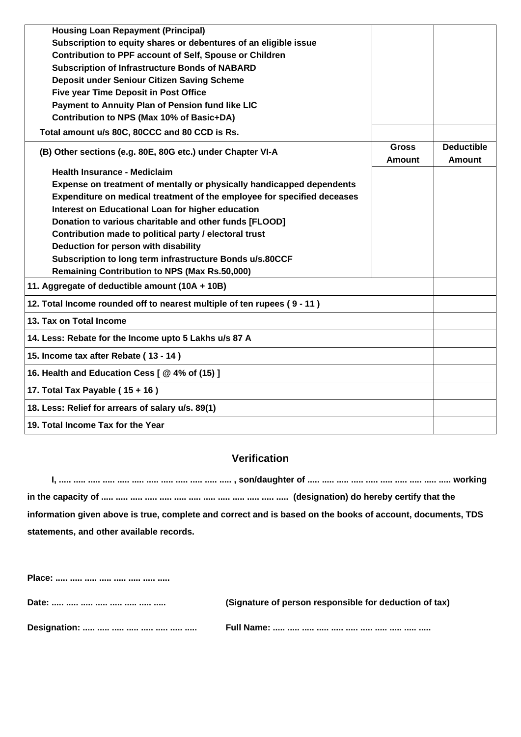| | | |
|---|---|---|
| Housing Loan Repayment (Principal)<br>Subscription to equity shares or debentures of an eligible issue<br>Contribution to PPF account of Self, Spouse or Children<br>Subscription of Infrastructure Bonds of NABARD<br>Deposit under Seniour Citizen Saving Scheme<br>Five year Time Deposit in Post Office<br>Payment to Annuity Plan of Pension fund like LIC<br>Contribution to NPS (Max 10% of Basic+DA) | | |
| Total amount u/s 80C, 80CCC and 80 CCD is Rs. | | |
| **(B) Other sections (e.g. 80E, 80G etc.) under Chapter VI-A** | **Gross Amount** | **Deductible Amount** |
| Health Insurance - Mediclaim<br>Expense on treatment of mentally or physically handicapped dependents<br>Expenditure on medical treatment of the employee for specified deceases<br>Interest on Educational Loan for higher education<br>Donation to various charitable and other funds [FLOOD]<br>Contribution made to political party / electoral trust<br>Deduction for person with disability<br>Subscription to long term infrastructure Bonds u/s.80CCF<br>Remaining Contribution to NPS (Max Rs.50,000) | | |
| 11. Aggregate of deductible amount (10A + 10B) | | |
| 12. Total Income rounded off to nearest multiple of ten rupees ( 9 - 11 ) | | |
| 13. Tax on Total Income | | |
| 14. Less: Rebate for the Income upto 5 Lakhs u/s 87 A | | |
| 15. Income tax after Rebate ( 13 - 14 ) | | |
| 16. Health and Education Cess [ @ 4% of (15) ] | | |
| 17. Total Tax Payable ( 15 + 16 ) | | |
| 18. Less: Relief for arrears of salary u/s. 89(1) | | |
| 19. Total Income Tax for the Year | | |

## Verification

I, ..... ..... ..... ..... ..... ..... ..... ..... ..... ..... ..... ..... , son/daughter of ..... ..... ..... ..... ..... ..... ..... ..... ..... ..... working in the capacity of ..... ..... ..... ..... ..... ..... ..... ..... ..... ..... ..... ..... ..... (designation) do hereby certify that the information given above is true, complete and correct and is based on the books of account, documents, TDS statements, and other available records.

Place: ..... ..... ..... ..... ..... ..... ..... .....

Date: ..... ..... ..... ..... ..... ..... ..... .....

(Signature of person responsible for deduction of tax)

Designation: ..... ..... ..... ..... ..... ..... ..... .....

Full Name: ..... ..... ..... ..... ..... ..... ..... ..... ..... ..... .....